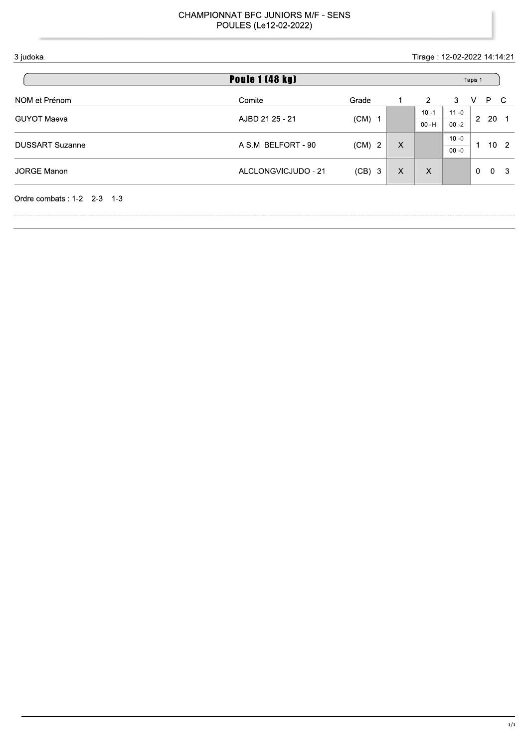# CHAMPIONNAT BFC JUNIORS M/F - SENS
## POULES (Le12-02-2022)

3 judoka.

Tirage : 12-02-2022 14:14:21

### Poule 1 (48 kg)

Tapis 1

| NOM et Prénom | Comite | Grade | 1 | 2 | 3 | V | P | C |
|---|---|---|---|---|---|---|---|---|
| GUYOT Maeva | AJBD 21 25 - 21 | (CM) 1 | | 10 -1 / 00 -H | 11 -0 / 00 -2 | 2 | 20 | 1 |
| DUSSART Suzanne | A.S.M. BELFORT - 90 | (CM) 2 | X | | 10 -0 / 00 -0 | 1 | 10 | 2 |
| JORGE Manon | ALCLONGVICJUDO - 21 | (CB) 3 | X | X | | 0 | 0 | 3 |

Ordre combats : 1-2 2-3 1-3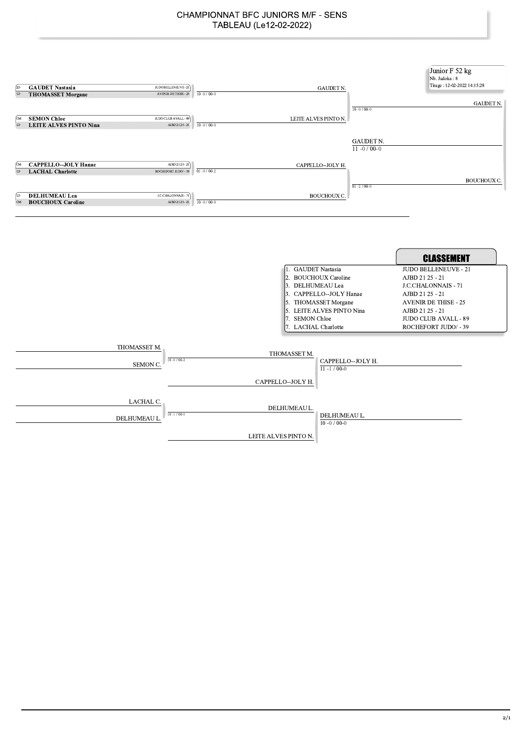# CHAMPIONNAT BFC JUNIORS M/F - SENS
## TABLEAU (Le12-02-2022)

**Junior F 52 kg**
Nb. Judoka : 8
Tirage : 12-02-2022 14:15:28

### Tableau principal

| Grade | Judoka | Club | Score | Vainqueur |
|---|---|---|---|---|
| 2D | **GAUDET Nastasia** | JUDO BELLENEUVE - 21 | | |
| 1D | **THOMASSET Morgane** | AVENIR DE THISE - 25 | 10 -0 / 00-0 | GAUDET N. |
| CM | **SEMON Chloe** | JUDO CLUB AVALL - 89 | | |
| 1D | **LEITE ALVES PINTO Nina** | AJBD 21 25 - 21 | 10 -0 / 00-0 | LEITE ALVES PINTO N. |
| CM | **CAPPELLO--JOLY Hanae** | AJBD 21 25 - 21 | | |
| 1D | **LACHAL Charlotte** | ROCHEFORT JUDO/ - 39 | 01 -0 / 00-2 | CAPPELLO--JOLY H. |
| 1D | **DELHUMEAU Lea** | J.C.CHALONNAIS - 71 | | |
| CM | **BOUCHOUX Caroline** | AJBD 21 25 - 21 | 10 -0 / 00-0 | BOUCHOUX C. |

Demi-finales :
- GAUDET N. / LEITE ALVES PINTO N. : 10 -0 / 00-0 → GAUDET N.
- CAPPELLO--JOLY H. / BOUCHOUX C. : 01 -2 / 00-0 → BOUCHOUX C.

Finale :
- GAUDET N. / BOUCHOUX C. : 11 -0 / 00-0 → GAUDET N.

### CLASSEMENT

| Place | Judoka | Club |
|---|---|---|
| 1. | GAUDET Nastasia | JUDO BELLENEUVE - 21 |
| 2. | BOUCHOUX Caroline | AJBD 21 25 - 21 |
| 3. | DELHUMEAU Lea | J.C.CHALONNAIS - 71 |
| 3. | CAPPELLO--JOLY Hanae | AJBD 21 25 - 21 |
| 5. | THOMASSET Morgane | AVENIR DE THISE - 25 |
| 5. | LEITE ALVES PINTO Nina | AJBD 21 25 - 21 |
| 7. | SEMON Chloe | JUDO CLUB AVALL - 89 |
| 7. | LACHAL Charlotte | ROCHEFORT JUDO/ - 39 |

### Repêchages

- THOMASSET M. / SEMON C. : 10 -0 / 00-2 → THOMASSET M.
- THOMASSET M. / CAPPELLO--JOLY H. : 11 -1 / 00-0 → CAPPELLO--JOLY H.
- LACHAL C. / DELHUMEAU L. : 10 -1 / 00-0 → DELHUMEAU L.
- DELHUMEAU L. / LEITE ALVES PINTO N. : 10 -0 / 00-0 → DELHUMEAU L.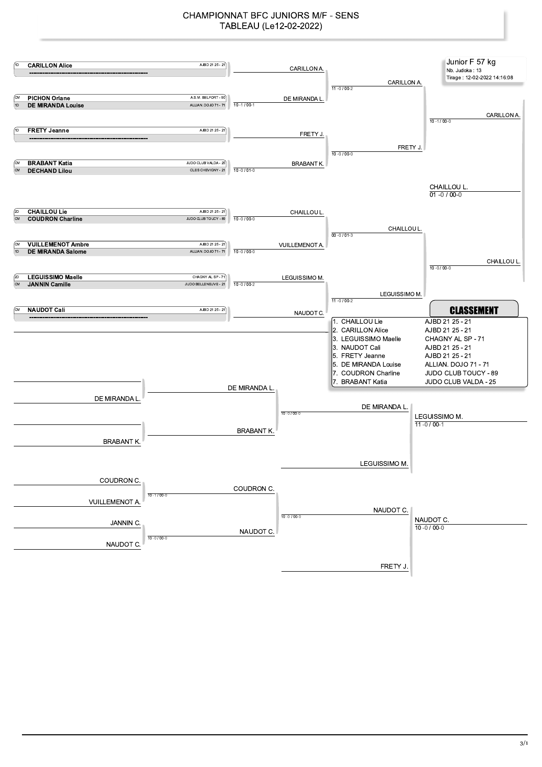# CHAMPIONNAT BFC JUNIORS M/F - SENS

## TABLEAU (Le12-02-2022)

**Junior F 57 kg**
Nb. Judoka : 13
Tirage : 12-02-2022 14:16:08

### Tableau principal

| Grade | Nom | Club |
|---|---|---|
| 1D | **CARILLON Alice** | AJBD 21 25 - 21 |
| | ---------------------------------------- | |
| CM | **PICHON Orlane** | A.S.M. BELFORT - 90 |
| 1D | **DE MIRANDA Louise** | ALLIAN. DOJO 71 - 71 |
| 1D | **FRETY Jeanne** | AJBD 21 25 - 21 |
| | ---------------------------------------- | |
| CM | **BRABANT Katia** | JUDO CLUB VALDA - 25 |
| CM | **DECHAND Lilou** | CLES CHEVIGNY - 21 |
| 2D | **CHAILLOU Lie** | AJBD 21 25 - 21 |
| CM | **COUDRON Charline** | JUDO CLUB TOUCY - 89 |
| CM | **VUILLEMENOT Ambre** | AJBD 21 25 - 21 |
| 1D | **DE MIRANDA Salome** | ALLIAN. DOJO 71 - 71 |
| 2D | **LEGUISSIMO Maelle** | CHAGNY AL SP - 71 |
| CM | **JANNIN Camille** | JUDO BELLENEUVE - 21 |
| CM | **NAUDOT Cali** | AJBD 21 25 - 21 |
| | ---------------------------------------- | |

**Premier tour**
- CARILLON A.
- DE MIRANDA L. — 10 -1 / 00-1
- FRETY J.
- BRABANT K. — 10 -0 / 01-0
- CHAILLOU L. — 10 -0 / 00-0
- VUILLEMENOT A. — 10 -0 / 00-0
- LEGUISSIMO M. — 10 -0 / 00-2
- NAUDOT C.

**Quarts de finale**
- CARILLON A. — 11 -0 / 00-2
- FRETY J. — 10 -0 / 00-0
- CHAILLOU L. — 00 -0 / 01-3
- LEGUISSIMO M. — 11 -0 / 00-2

**Demi-finales**
- CARILLON A. — 10 -1 / 00-0
- CHAILLOU L. — 10 -0 / 00-0

**Finale**
- CHAILLOU L. — 01 -0 / 00-0

### CLASSEMENT

| Rang | Nom | Club |
|---|---|---|
| 1. | CHAILLOU Lie | AJBD 21 25 - 21 |
| 2. | CARILLON Alice | AJBD 21 25 - 21 |
| 3. | LEGUISSIMO Maelle | CHAGNY AL SP - 71 |
| 3. | NAUDOT Cali | AJBD 21 25 - 21 |
| 5. | FRETY Jeanne | AJBD 21 25 - 21 |
| 5. | DE MIRANDA Louise | ALLIAN. DOJO 71 - 71 |
| 7. | COUDRON Charline | JUDO CLUB TOUCY - 89 |
| 7. | BRABANT Katia | JUDO CLUB VALDA - 25 |

### Repêchages

**Repêchage 1**
- DE MIRANDA L. / BRABANT K. → DE MIRANDA L. — 10 -0 / 00-0
- DE MIRANDA L. / LEGUISSIMO M. → LEGUISSIMO M. — 11 -0 / 00-1

**Repêchage 2**
- COUDRON C. / VUILLEMENOT A. → COUDRON C. — 10 -1 / 00-0
- JANNIN C. / NAUDOT C. → NAUDOT C. — 10 -0 / 00-0
- COUDRON C. / NAUDOT C. → NAUDOT C. — 10 -0 / 00-0
- NAUDOT C. / FRETY J. → NAUDOT C. — 10 -0 / 00-0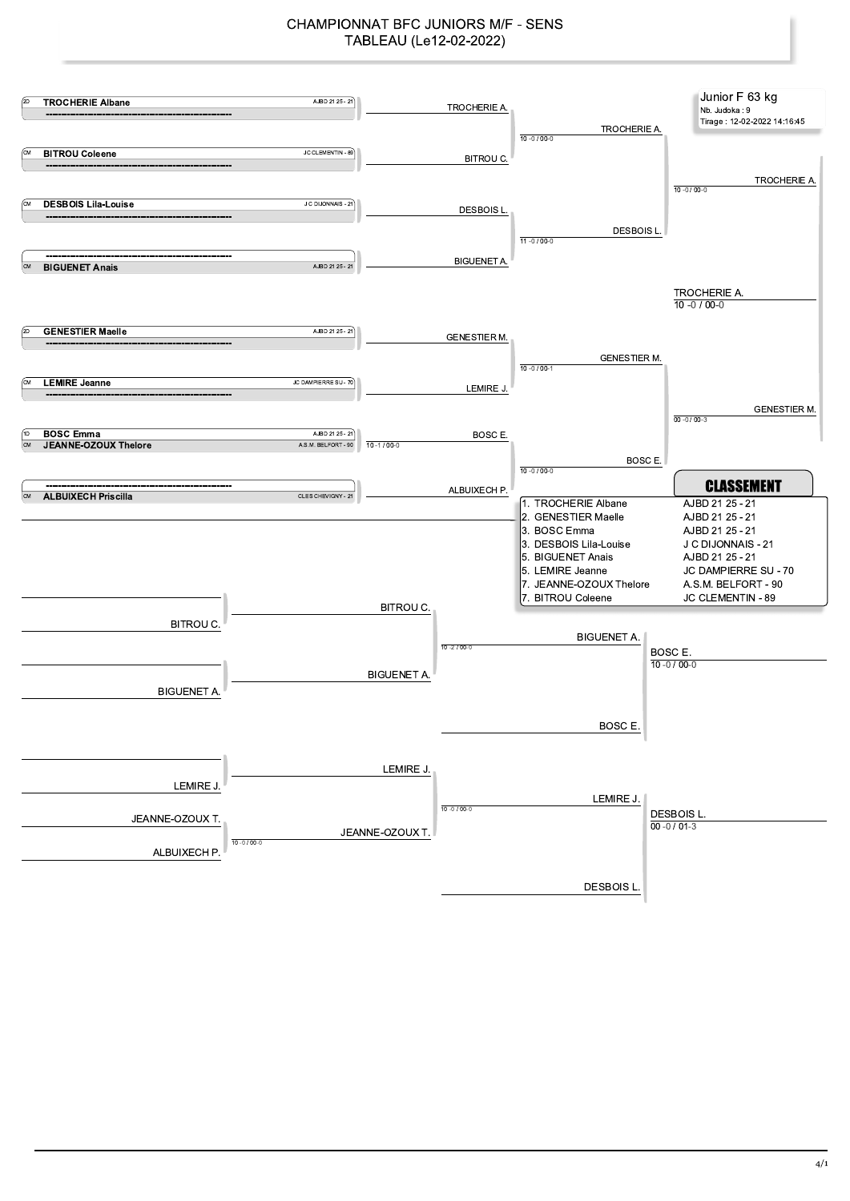# CHAMPIONNAT BFC JUNIORS M/F - SENS

## TABLEAU (Le12-02-2022)

**Junior F 63 kg**
Nb. Judoka : 9
Tirage : 12-02-2022 14:16:45

### Tableau principal

| Seed | Judoka | Club |
|---|---|---|
| 2D | **TROCHERIE Albane** | AJBD 21 25 - 21 |
| | ---------------------------------------------------- | |
| CM | **BITROU Coleene** | JC CLEMENTIN - 89 |
| | ---------------------------------------------------- | |
| CM | **DESBOIS Lila-Louise** | J C DIJONNAIS - 21 |
| | ---------------------------------------------------- | |
| | ---------------------------------------------------- | |
| CM | **BIGUENET Anais** | AJBD 21 25 - 21 |
| 2D | **GENESTIER Maelle** | AJBD 21 25 - 21 |
| | ---------------------------------------------------- | |
| CM | **LEMIRE Jeanne** | JC DAMPIERRE SU - 70 |
| | ---------------------------------------------------- | |
| 1D | **BOSC Emma** | AJBD 21 25 - 21 |
| CM | **JEANNE-OZOUX Thelore** | A.S.M. BELFORT - 90 |
| | ---------------------------------------------------- | |
| CM | **ALBUIXECH Priscilla** | CLES CHEVIGNY - 21 |

Premier tour :
- BOSC E. bat JEANNE-OZOUX T. : 10 -1 / 00-0

Tour 2 :
- TROCHERIE A.
- BITROU C.
- DESBOIS L.
- BIGUENET A.
- GENESTIER M.
- LEMIRE J.
- BOSC E.
- ALBUIXECH P.

Quarts de finale :
- TROCHERIE A. : 10 -0 / 00-0
- DESBOIS L. : 11 -0 / 00-0
- GENESTIER M. : 10 -0 / 00-1
- BOSC E. : 10 -0 / 00-0

Demi-finales :
- TROCHERIE A. : 10 -0 / 00-0
- GENESTIER M. : 00 -0 / 00-3

Finale :
- TROCHERIE A. : 10 -0 / 00-0

### Repêchages

- BITROU C. / BIGUENET A. → BIGUENET A. : 10 -2 / 00-0
- BIGUENET A. / BOSC E. → BOSC E. : 10 -0 / 00-0
- LEMIRE J. / JEANNE-OZOUX T. (JEANNE-OZOUX T. / ALBUIXECH P. : 10 -0 / 00-0) → LEMIRE J. : 10 -0 / 00-0
- LEMIRE J. / DESBOIS L. → DESBOIS L. : 00 -0 / 01-3

### CLASSEMENT

| Rang | Judoka | Club |
|---|---|---|
| 1. | TROCHERIE Albane | AJBD 21 25 - 21 |
| 2. | GENESTIER Maelle | AJBD 21 25 - 21 |
| 3. | BOSC Emma | AJBD 21 25 - 21 |
| 3. | DESBOIS Lila-Louise | J C DIJONNAIS - 21 |
| 5. | BIGUENET Anais | AJBD 21 25 - 21 |
| 5. | LEMIRE Jeanne | JC DAMPIERRE SU - 70 |
| 7. | JEANNE-OZOUX Thelore | A.S.M. BELFORT - 90 |
| 7. | BITROU Coleene | JC CLEMENTIN - 89 |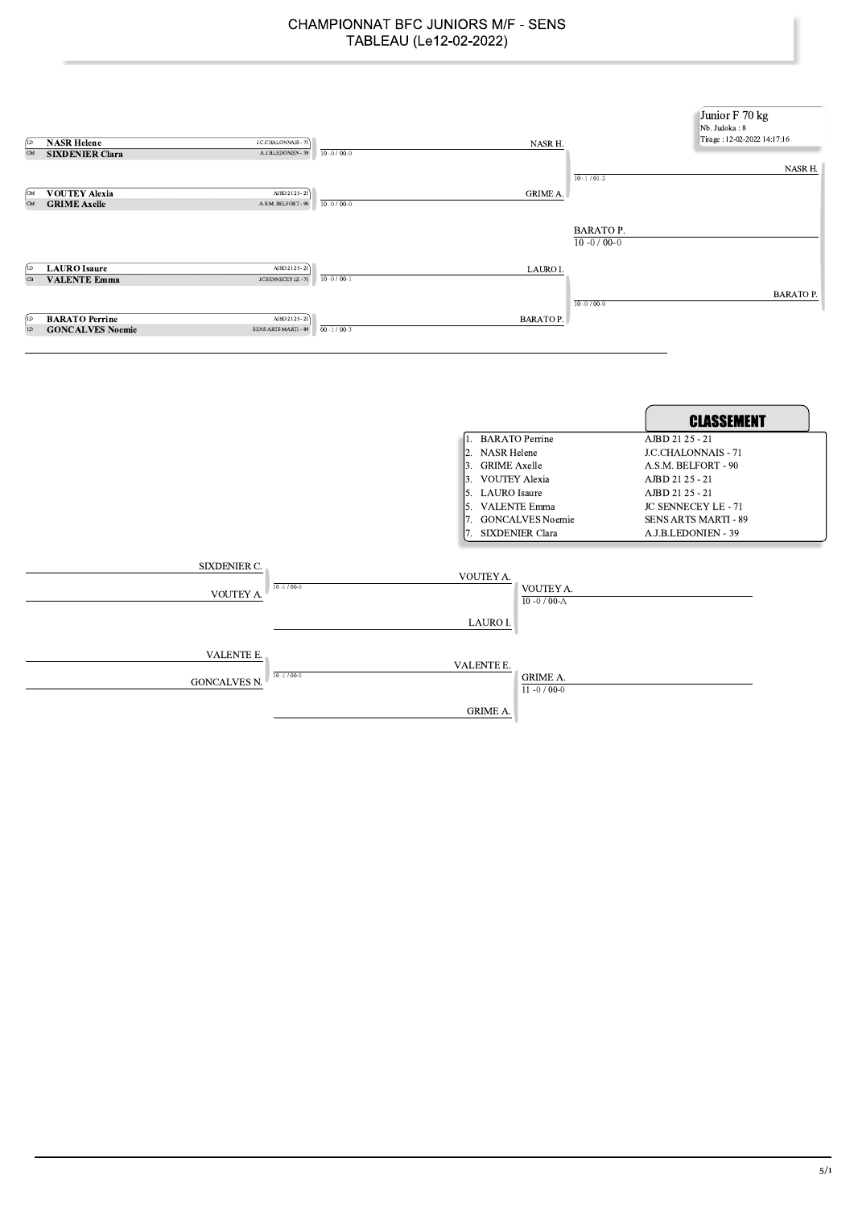# CHAMPIONNAT BFC JUNIORS M/F - SENS
## TABLEAU (Le12-02-2022)

**Junior F 70 kg**
Nb. Judoka : 8
Tirage : 12-02-2022 14:17:16

### Tableau principal

| | Judoka | Club | Score | Vainqueur |
|---|---|---|---|---|
| 1D | **NASR Helene** | J.C.CHALONNAIS - 71 | | |
| CM | **SIXDENIER Clara** | A.J.B.LEDONIEN - 39 | 10 -0 / 00-0 | NASR H. |
| CM | **VOUTEY Alexia** | AJBD 21 25 - 21 | | |
| CM | **GRIME Axelle** | A.S.M. BELFORT - 90 | 10 -0 / 00-0 | GRIME A. |
| 1D | **LAURO Isaure** | AJBD 21 25 - 21 | | |
| CB | **VALENTE Emma** | JC SENNECEY LE - 71 | 10 -0 / 00-1 | LAURO I. |
| 1D | **BARATO Perrine** | AJBD 21 25 - 21 | | |
| 1D | **GONCALVES Noemie** | SENS ARTS MARTI - 89 | 00 -1 / 00-3 | BARATO P. |

Demi-finales :
- NASR H. / GRIME A. : 10 -1 / 01-2 → NASR H.
- LAURO I. / BARATO P. : 10 -0 / 00-0 → BARATO P.

Finale :
- NASR H. / BARATO P. : 10 -0 / 00-0 → BARATO P.

### CLASSEMENT

| Rang | Judoka | Club |
|---|---|---|
| 1. | BARATO Perrine | AJBD 21 25 - 21 |
| 2. | NASR Helene | J.C.CHALONNAIS - 71 |
| 3. | GRIME Axelle | A.S.M. BELFORT - 90 |
| 3. | VOUTEY Alexia | AJBD 21 25 - 21 |
| 5. | LAURO Isaure | AJBD 21 25 - 21 |
| 5. | VALENTE Emma | JC SENNECEY LE - 71 |
| 7. | GONCALVES Noemie | SENS ARTS MARTI - 89 |
| 7. | SIXDENIER Clara | A.J.B.LEDONIEN - 39 |

### Repêchages

- SIXDENIER C. / VOUTEY A. : 10 -1 / 00-0 → VOUTEY A.
- VOUTEY A. / LAURO I. : 10 -0 / 00-A → VOUTEY A.
- VALENTE E. / GONCALVES N. : 10 -1 / 00-0 → VALENTE E.
- VALENTE E. / GRIME A. : 11 -0 / 00-0 → GRIME A.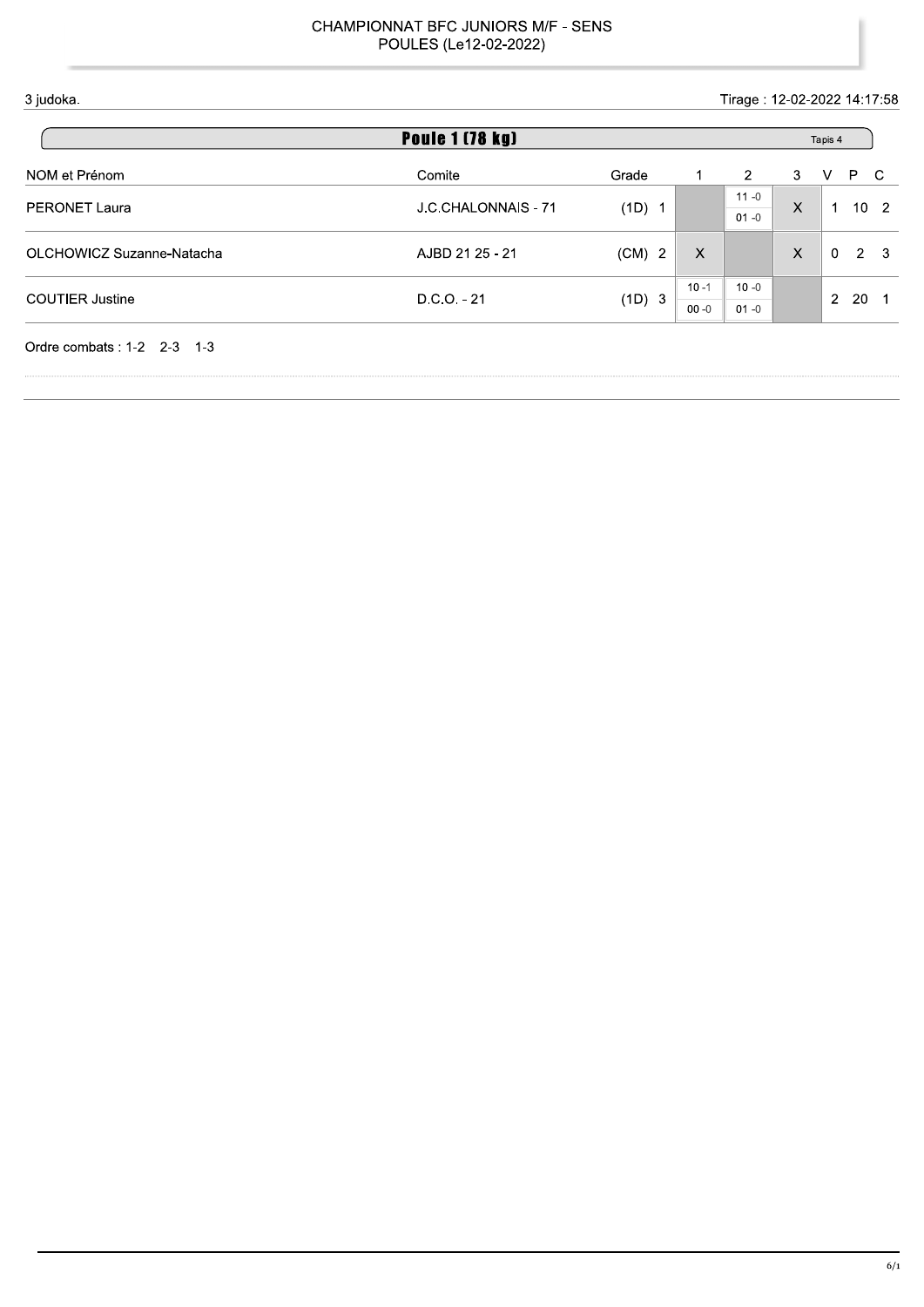CHAMPIONNAT BFC JUNIORS M/F - SENS
POULES (Le12-02-2022)

3 judoka.

Tirage : 12-02-2022 14:17:58

## Poule 1 (78 kg)

Tapis 4

| NOM et Prénom | Comite | Grade | | 1 | 2 | 3 | V | P | C |
|---|---|---|---|---|---|---|---|---|---|
| PERONET Laura | J.C.CHALONNAIS - 71 | (1D) | 1 | | 11 -0 / 01 -0 | X | 1 | 10 | 2 |
| OLCHOWICZ Suzanne-Natacha | AJBD 21 25 - 21 | (CM) | 2 | X | | X | 0 | 2 | 3 |
| COUTIER Justine | D.C.O. - 21 | (1D) | 3 | 10 -1 / 00 -0 | 10 -0 / 01 -0 | | 2 | 20 | 1 |

Ordre combats : 1-2 2-3 1-3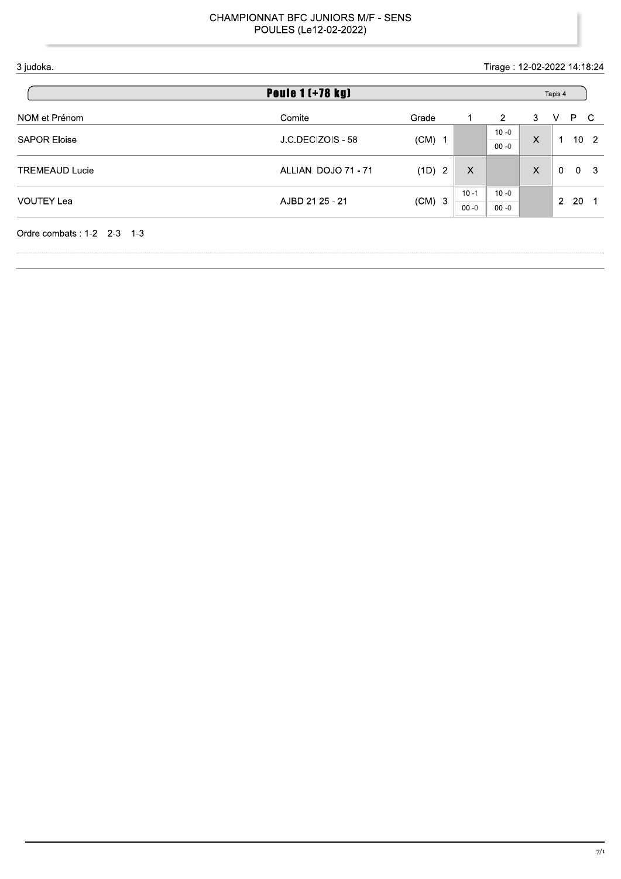CHAMPIONNAT BFC JUNIORS M/F - SENS
POULES (Le12-02-2022)

3 judoka. Tirage : 12-02-2022 14:18:24

## Poule 1 (+78 kg)

Tapis 4

| NOM et Prénom | Comite | Grade | 1 | 2 | 3 | V | P | C |
|---|---|---|---|---|---|---|---|---|
| SAPOR Eloise | J.C.DECIZOIS - 58 | (CM) 1 | | 10 -0 / 00 -0 | X | 1 | 10 | 2 |
| TREMEAUD Lucie | ALLIAN. DOJO 71 - 71 | (1D) 2 | X | | X | 0 | 0 | 3 |
| VOUTEY Lea | AJBD 21 25 - 21 | (CM) 3 | 10 -1 / 00 -0 | 10 -0 / 00 -0 | | 2 | 20 | 1 |

Ordre combats : 1-2 2-3 1-3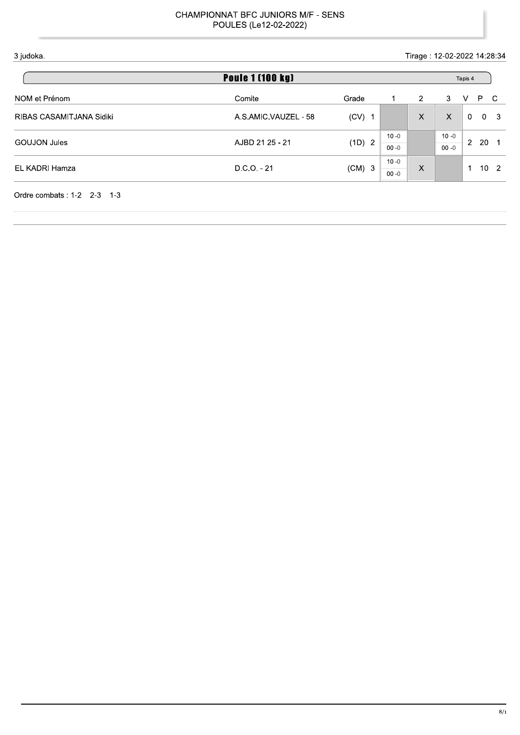CHAMPIONNAT BFC JUNIORS M/F - SENS
POULES (Le12-02-2022)

3 judoka.

Tirage : 12-02-2022 14:28:34

## Poule 1 (100 kg)

Tapis 4

| NOM et Prénom | Comite | Grade | | 1 | 2 | 3 | V | P | C |
|---|---|---|---|---|---|---|---|---|---|
| RIBAS CASAMITJANA Sidiki | A.S.AMIC.VAUZEL - 58 | (CV) | 1 | | X | X | 0 | 0 | 3 |
| GOUJON Jules | AJBD 21 25 - 21 | (1D) | 2 | 10 -0<br>00 -0 | | 10 -0<br>00 -0 | 2 | 20 | 1 |
| EL KADRI Hamza | D.C.O. - 21 | (CM) | 3 | 10 -0<br>00 -0 | X | | 1 | 10 | 2 |

Ordre combats : 1-2 2-3 1-3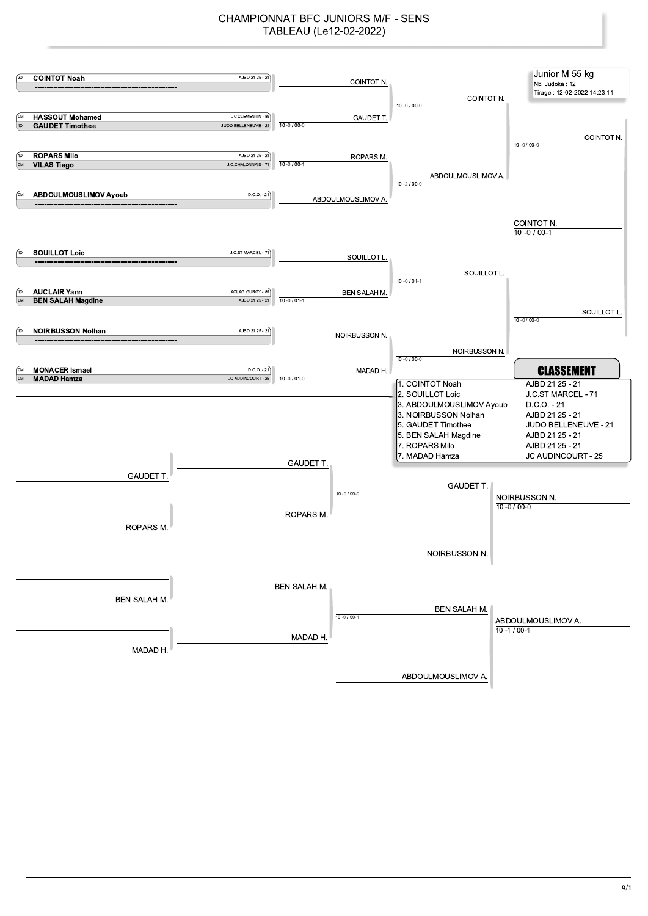# CHAMPIONNAT BFC JUNIORS M/F - SENS
## TABLEAU (Le12-02-2022)

**Junior M 55 kg**
Nb. Judoka : 12
Tirage : 12-02-2022 14:23:11

### Tableau principal

| Grade | Judoka | Club |
|---|---|---|
| 2D | **COINTOT Noah** | AJBD 21 25 - 21 |
| | ---------------------------------------- | |
| CM | **HASSOUT Mohamed** | JC CLEMENTIN - 89 |
| 1D | **GAUDET Timothee** | JUDO BELLENEUVE - 21 |
| 1D | **ROPARS Milo** | AJBD 21 25 - 21 |
| CM | **VILAS Tiago** | J.C.CHALONNAIS - 71 |
| CM | **ABDOULMOUSLIMOV Ayoub** | D.C.O. - 21 |
| | ---------------------------------------- | |
| 1D | **SOUILLOT Loic** | J.C.ST MARCEL - 71 |
| | ---------------------------------------- | |
| 1D | **AUCLAIR Yann** | ACLAG GURGY - 89 |
| CM | **BEN SALAH Magdine** | AJBD 21 25 - 21 |
| 1D | **NOIRBUSSON Nolhan** | AJBD 21 25 - 21 |
| | ---------------------------------------- | |
| CM | **MONACER Ismael** | D.C.O. - 21 |
| CM | **MADAD Hamza** | JC AUDINCOURT - 25 |

**1er tour**
- COINTOT N.
- GAUDET T. (10 -0 / 00-0)
- ROPARS M. (10 -0 / 00-1)
- ABDOULMOUSLIMOV A.
- SOUILLOT L.
- BEN SALAH M. (10 -0 / 01-1)
- NOIRBUSSON N.
- MADAD H. (10 -0 / 01-0)

**2e tour**
- COINTOT N. (10 -0 / 00-0)
- ABDOULMOUSLIMOV A. (10 -2 / 00-0)
- SOUILLOT L. (10 -0 / 01-1)
- NOIRBUSSON N. (10 -0 / 00-0)

**Demi-finales**
- COINTOT N. (10 -0 / 00-0)
- SOUILLOT L. (10 -0 / 00-0)

**Finale**
- COINTOT N. (10 -0 / 00-1)

### Repêchages

- GAUDET T. vs ROPARS M. → GAUDET T. (10 -0 / 00-0)
- GAUDET T. vs NOIRBUSSON N. → NOIRBUSSON N. (10 -0 / 00-0)
- BEN SALAH M. vs MADAD H. → BEN SALAH M. (10 -0 / 00-1)
- BEN SALAH M. vs ABDOULMOUSLIMOV A. → ABDOULMOUSLIMOV A. (10 -1 / 00-1)

### CLASSEMENT

| Place | Judoka | Club |
|---|---|---|
| 1. | COINTOT Noah | AJBD 21 25 - 21 |
| 2. | SOUILLOT Loic | J.C.ST MARCEL - 71 |
| 3. | ABDOULMOUSLIMOV Ayoub | D.C.O. - 21 |
| 3. | NOIRBUSSON Nolhan | AJBD 21 25 - 21 |
| 5. | GAUDET Timothee | JUDO BELLENEUVE - 21 |
| 5. | BEN SALAH Magdine | AJBD 21 25 - 21 |
| 7. | ROPARS Milo | AJBD 21 25 - 21 |
| 7. | MADAD Hamza | JC AUDINCOURT - 25 |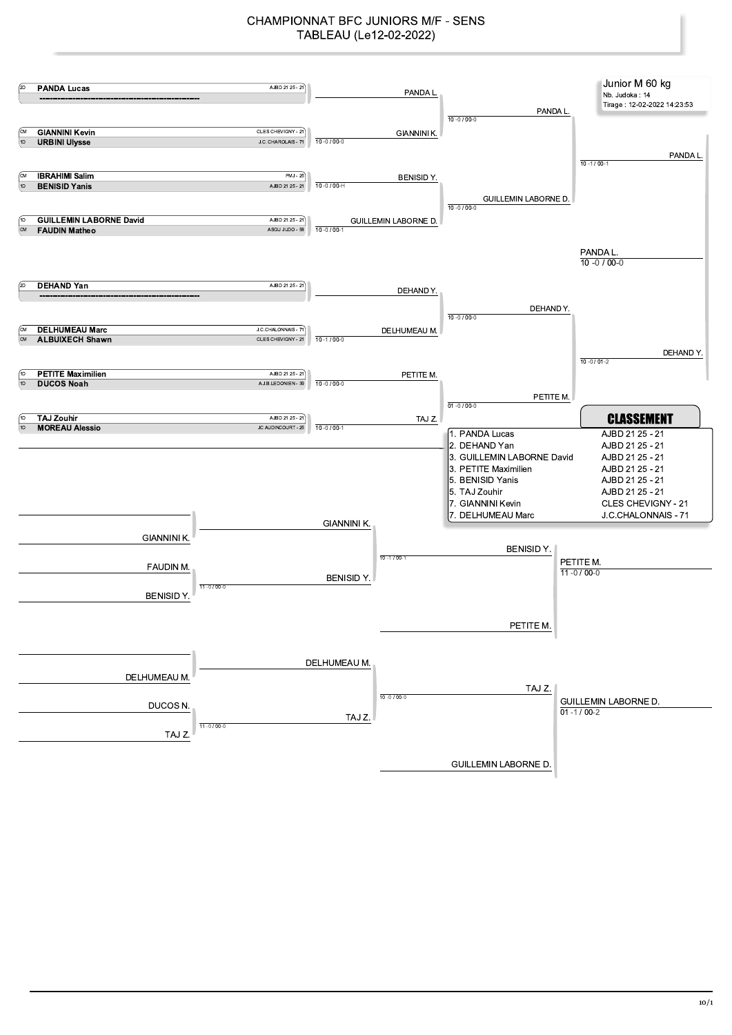# CHAMPIONNAT BFC JUNIORS M/F - SENS
## TABLEAU (Le12-02-2022)

**Junior M 60 kg**
Nb. Judoka : 14
Tirage : 12-02-2022 14:23:53

### Tableau principal

| Grade | Judoka | Club | Tour 1 | Score | Quart | Score | Demi | Score | Finale |
|---|---|---|---|---|---|---|---|---|---|
| 2D | **PANDA Lucas** | AJBD 21 25 - 21 | PANDA L. | | PANDA L. | 10 -0 / 00-0 | PANDA L. | 10 -1 / 00-1 | PANDA L. 10 -0 / 00-0 |
| | ---------------------------------------- | | | | | | | | |
| CM | **GIANNINI Kevin** | CLES CHEVIGNY - 21 | GIANNINI K. | 10 -0 / 00-0 | | | | | |
| 1D | **URBINI Ulysse** | J.C. CHAROLAIS - 71 | | | | | | | |
| CM | **IBRAHIMI Salim** | PMJ - 25 | BENISID Y. | 10 -0 / 00-H | GUILLEMIN LABORNE D. | 10 -0 / 00-0 | | | |
| 1D | **BENISID Yanis** | AJBD 21 25 - 21 | | | | | | | |
| 1D | **GUILLEMIN LABORNE David** | AJBD 21 25 - 21 | GUILLEMIN LABORNE D. | 10 -0 / 00-1 | | | | | |
| CM | **FAUDIN Matheo** | ASGU JUDO - 58 | | | | | | | |
| 2D | **DEHAND Yan** | AJBD 21 25 - 21 | DEHAND Y. | | DEHAND Y. | 10 -0 / 00-0 | DEHAND Y. | 10 -0 / 01-2 | |
| | ---------------------------------------- | | | | | | | | |
| CM | **DELHUMEAU Marc** | J.C.CHALONNAIS - 71 | DELHUMEAU M. | 10 -1 / 00-0 | | | | | |
| CM | **ALBUIXECH Shawn** | CLES CHEVIGNY - 21 | | | | | | | |
| 1D | **PETITE Maximilien** | AJBD 21 25 - 21 | PETITE M. | 10 -0 / 00-0 | PETITE M. | 01 -0 / 00-0 | | | |
| 1D | **DUCOS Noah** | A.J.B.LEDONIEN - 39 | | | | | | | |
| 1D | **TAJ Zouhir** | AJBD 21 25 - 21 | TAJ Z. | 10 -0 / 00-1 | | | | | |
| 1D | **MOREAU Alessio** | JC AUDINCOURT - 25 | | | | | | | |

### Repêchages

| Tour 1 | Score | Tour 2 | Score | Tour 3 | Bronze |
|---|---|---|---|---|---|
| GIANNINI K. | | GIANNINI K. | 10 -1 / 00-1 | BENISID Y. | PETITE M. 11 -0 / 00-0 |
| FAUDIN M. | 11 -0 / 00-0 | BENISID Y. | | | |
| BENISID Y. | | | | PETITE M. | |
| DELHUMEAU M. | | DELHUMEAU M. | 10 -0 / 00-0 | TAJ Z. | GUILLEMIN LABORNE D. 01 -1 / 00-2 |
| DUCOS N. | 11 -0 / 00-0 | TAJ Z. | | | |
| TAJ Z. | | | | GUILLEMIN LABORNE D. | |

### CLASSEMENT

| Place | Judoka | Club |
|---|---|---|
| 1. | PANDA Lucas | AJBD 21 25 - 21 |
| 2. | DEHAND Yan | AJBD 21 25 - 21 |
| 3. | GUILLEMIN LABORNE David | AJBD 21 25 - 21 |
| 3. | PETITE Maximilien | AJBD 21 25 - 21 |
| 5. | BENISID Yanis | AJBD 21 25 - 21 |
| 5. | TAJ Zouhir | AJBD 21 25 - 21 |
| 7. | GIANNINI Kevin | CLES CHEVIGNY - 21 |
| 7. | DELHUMEAU Marc | J.C.CHALONNAIS - 71 |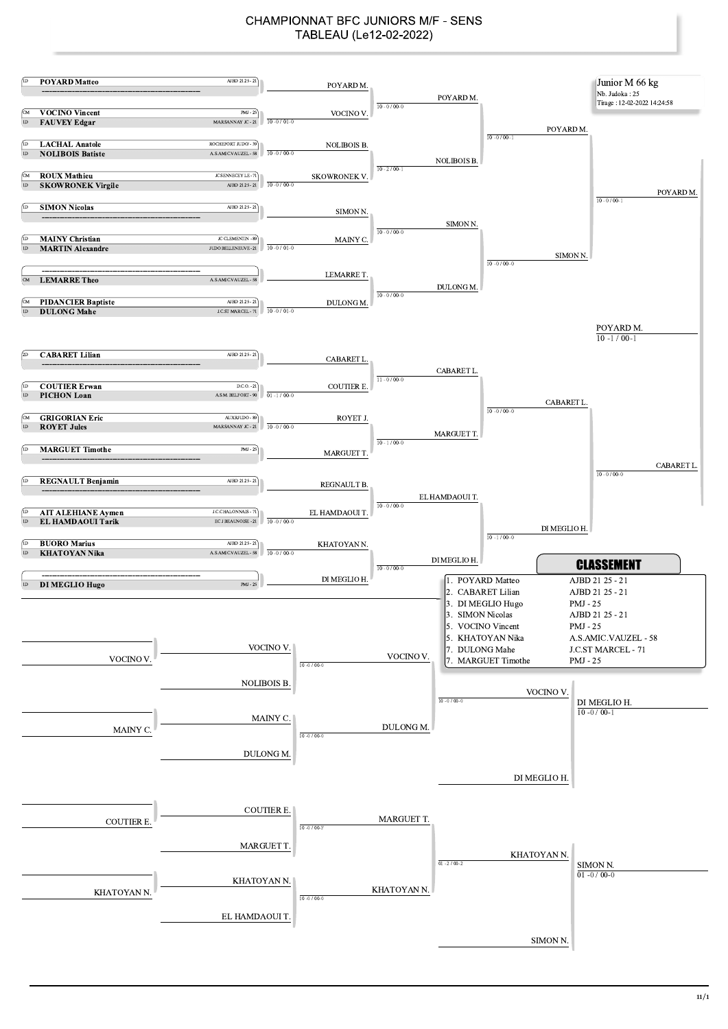# CHAMPIONNAT BFC JUNIORS M/F - SENS
## TABLEAU (Le12-02-2022)

**Junior M 66 kg**
Nb. Judoka : 25
Tirage : 12-02-2022 14:24:58

### Tableau principal

| Grade | Judoka | Club |
|---|---|---|
| 1D | **POYARD Matteo** | AJBD 21 25 - 21 |
| | ---------- | |
| CM | **VOCINO Vincent** | PMJ - 25 |
| 1D | **FAUVEY Edgar** | MARSANNAY JC - 21 |
| 1D | **LACHAL Anatole** | ROCHEFORT JUDO - 39 |
| 1D | **NOLIBOIS Batiste** | A.S.AMIC.VAUZEL - 58 |
| CM | **ROUX Mathieu** | JC SENNECEY LE - 71 |
| 1D | **SKOWRONEK Virgile** | AJBD 21 25 - 21 |
| 1D | **SIMON Nicolas** | AJBD 21 25 - 21 |
| | ---------- | |
| 1D | **MAINY Christian** | JC CLEMENTIN - 89 |
| 1D | **MARTIN Alexandre** | JUDO BELLENEUVE - 21 |
| | ---------- | |
| CM | **LEMARRE Theo** | A.S.AMIC.VAUZEL - 58 |
| CM | **PIDANCIER Baptiste** | AJBD 21 25 - 21 |
| 1D | **DULONG Mahe** | J.C.ST MARCEL - 71 |
| 2D | **CABARET Lilian** | AJBD 21 25 - 21 |
| | ---------- | |
| 1D | **COUTIER Erwan** | D.C.O. - 21 |
| 1D | **PICHON Loan** | A.S.M. BELFORT - 90 |
| CM | **GRIGORIAN Eric** | AUXJUDO - 89 |
| 1D | **ROYET Jules** | MARSANNAY JC - 21 |
| 1D | **MARGUET Timothe** | PMJ - 25 |
| | ---------- | |
| 1D | **REGNAULT Benjamin** | AJBD 21 25 - 21 |
| | ---------- | |
| 1D | **AIT ALEHIANE Aymen** | J.C.CHALONNAIS - 71 |
| 1D | **EL HAMDAOUI Tarik** | EC J BEAUNOISE - 21 |
| 1D | **BUORO Marius** | AJBD 21 25 - 21 |
| 1D | **KHATOYAN Nika** | A.S.AMIC.VAUZEL - 58 |
| | ---------- | |
| 1D | **DI MEGLIO Hugo** | PMJ - 25 |

**1er tour**

| Combat | Vainqueur | Score |
|---|---|---|
| POYARD M. / — | POYARD M. | |
| VOCINO V. / FAUVEY E. | VOCINO V. | 10 - 0 / 01 - 0 |
| LACHAL A. / NOLIBOIS B. | NOLIBOIS B. | 10 - 0 / 00 - 0 |
| ROUX M. / SKOWRONEK V. | SKOWRONEK V. | 10 - 0 / 00 - 0 |
| SIMON N. / — | SIMON N. | |
| MAINY C. / MARTIN A. | MAINY C. | 10 - 0 / 01 - 0 |
| — / LEMARRE T. | LEMARRE T. | |
| PIDANCIER B. / DULONG M. | DULONG M. | 10 - 0 / 01 - 0 |
| CABARET L. / — | CABARET L. | |
| COUTIER E. / PICHON L. | COUTIER E. | 01 - 1 / 00 - 0 |
| GRIGORIAN E. / ROYET J. | ROYET J. | 10 - 0 / 00 - 0 |
| MARGUET T. / — | MARGUET T. | |
| REGNAULT B. / — | REGNAULT B. | |
| AIT ALEHIANE A. / EL HAMDAOUI T. | EL HAMDAOUI T. | 10 - 0 / 00 - 0 |
| BUORO M. / KHATOYAN N. | KHATOYAN N. | 10 - 0 / 00 - 0 |
| — / DI MEGLIO H. | DI MEGLIO H. | |

**2e tour**

| Combat | Vainqueur | Score |
|---|---|---|
| POYARD M. / VOCINO V. | POYARD M. | 10 - 0 / 00 - 0 |
| NOLIBOIS B. / SKOWRONEK V. | NOLIBOIS B. | 10 - 2 / 00 - 1 |
| SIMON N. / MAINY C. | SIMON N. | 10 - 0 / 00 - 0 |
| LEMARRE T. / DULONG M. | DULONG M. | 10 - 0 / 00 - 0 |
| CABARET L. / COUTIER E. | CABARET L. | 11 - 0 / 00 - 0 |
| ROYET J. / MARGUET T. | MARGUET T. | 10 - 1 / 00 - 0 |
| REGNAULT B. / EL HAMDAOUI T. | EL HAMDAOUI T. | 10 - 0 / 00 - 0 |
| KHATOYAN N. / DI MEGLIO H. | DI MEGLIO H. | 10 - 0 / 00 - 0 |

**Quarts de finale**

| Combat | Vainqueur | Score |
|---|---|---|
| POYARD M. / NOLIBOIS B. | POYARD M. | 10 - 0 / 00 - 1 |
| SIMON N. / DULONG M. | SIMON N. | 10 - 0 / 00 - 0 |
| CABARET L. / MARGUET T. | CABARET L. | 10 - 0 / 00 - 0 |
| EL HAMDAOUI T. / DI MEGLIO H. | DI MEGLIO H. | 10 - 1 / 00 - 0 |

**Demi-finales**

| Combat | Vainqueur | Score |
|---|---|---|
| POYARD M. / SIMON N. | POYARD M. | 10 - 0 / 00 - 1 |
| CABARET L. / DI MEGLIO H. | CABARET L. | 10 - 0 / 00 - 0 |

**Finale**

| Combat | Vainqueur | Score |
|---|---|---|
| POYARD M. / CABARET L. | POYARD M. | 10 - 1 / 00 - 1 |

### Repêchages

| Combat | Vainqueur | Score |
|---|---|---|
| VOCINO V. / NOLIBOIS B. | VOCINO V. | 10 - 0 / 00 - 0 |
| MAINY C. / DULONG M. | DULONG M. | 10 - 0 / 00 - 0 |
| VOCINO V. / DULONG M. | VOCINO V. | 10 - 0 / 00 - 0 |
| VOCINO V. / DI MEGLIO H. | DI MEGLIO H. | 10 - 0 / 00 - 1 |
| COUTIER E. / MARGUET T. | MARGUET T. | 10 - 0 / 00 - F |
| KHATOYAN N. / EL HAMDAOUI T. | KHATOYAN N. | 10 - 0 / 00 - 0 |
| MARGUET T. / KHATOYAN N. | KHATOYAN N. | 01 - 2 / 00 - 2 |
| KHATOYAN N. / SIMON N. | SIMON N. | 01 - 0 / 00 - 0 |

### CLASSEMENT

| Place | Judoka | Club |
|---|---|---|
| 1. | POYARD Matteo | AJBD 21 25 - 21 |
| 2. | CABARET Lilian | AJBD 21 25 - 21 |
| 3. | DI MEGLIO Hugo | PMJ - 25 |
| 3. | SIMON Nicolas | AJBD 21 25 - 21 |
| 5. | VOCINO Vincent | PMJ - 25 |
| 5. | KHATOYAN Nika | A.S.AMIC.VAUZEL - 58 |
| 7. | DULONG Mahe | J.C.ST MARCEL - 71 |
| 7. | MARGUET Timothe | PMJ - 25 |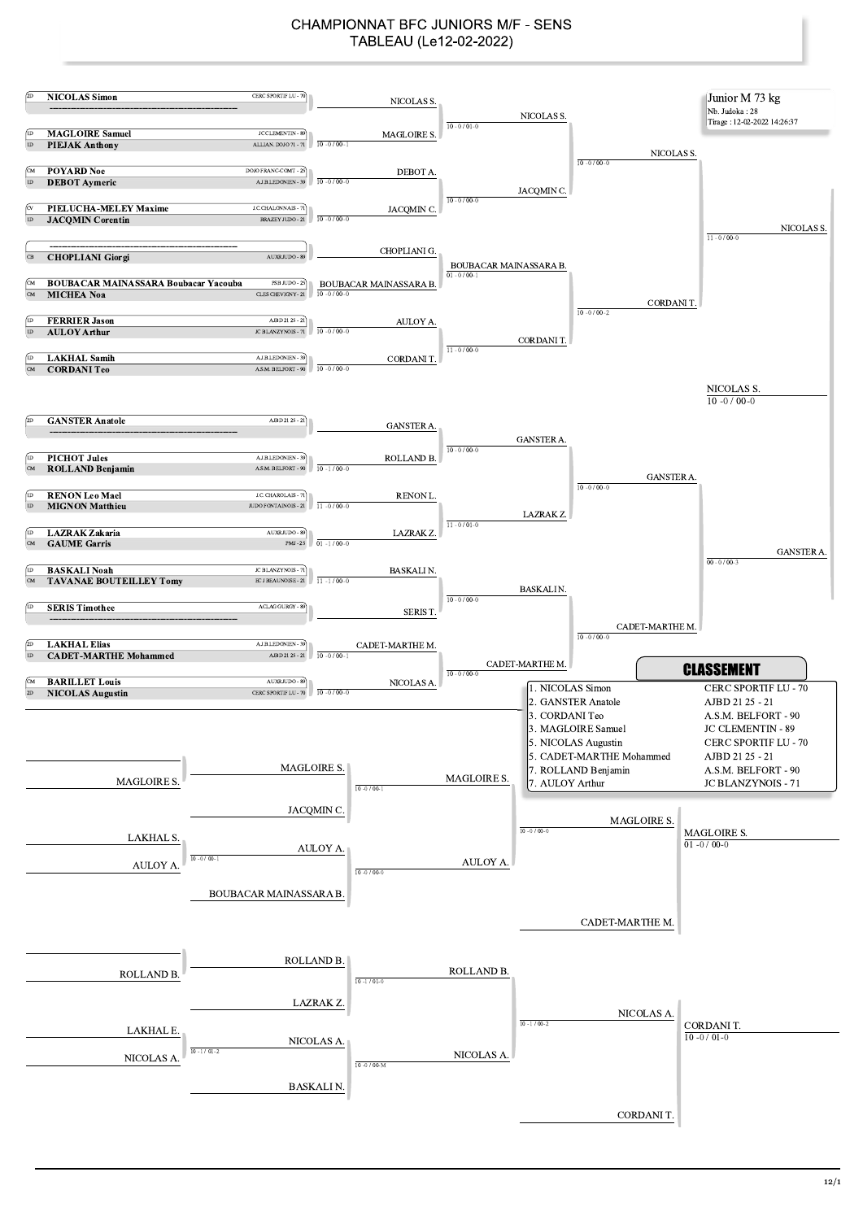# CHAMPIONNAT BFC JUNIORS M/F - SENS
## TABLEAU (Le12-02-2022)

**Junior M 73 kg**
Nb. Judoka : 28
Tirage : 12-02-2022 14:26:37

### Tableau principal

| Grade | Nom | Club | Score |
|---|---|---|---|
| 2D | NICOLAS Simon | CERC SPORTIF LU - 70 | |
| | ----------------------------------------- | | |
| 1D | MAGLOIRE Samuel | J.C CLEMENTIN - 89 | |
| 1D | PIEJAK Anthony | ALLIAN. DOJO 71 - 71 | 10 - 0 / 00 - 1 |
| CM | POYARD Noe | DOJO FRANC-COMT - 25 | |
| 1D | DEBOT Aymeric | A.J.B.LEDONIEN - 39 | 10 - 0 / 00 - 0 |
| CV | PIELUCHA-MELEY Maxime | J.C CHALONNAIS - 71 | |
| 1D | JACQMIN Corentin | BRAZEY JUDO - 21 | 10 - 0 / 00 - 0 |
| | ----------------------------------------- | | |
| CB | CHOPLIANI Giorgi | AUXRJUDO - 89 | |
| CM | BOUBACAR MAINASSARA Boubacar Yacouba | PSB JUDO - 25 | |
| CM | MICHEA Noa | CLES CHEVIGNY - 21 | 10 - 0 / 00 - 0 |
| 1D | FERRIER Jason | AJBD 21 25 - 21 | |
| 1D | AULOY Arthur | JC BLANZYNOIS - 71 | 10 - 0 / 00 - 0 |
| 1D | LAKHAL Samih | A.J.B.LEDONIEN - 39 | |
| CM | CORDANI Teo | A.S.M. BELFORT - 90 | 10 - 0 / 00 - 0 |
| 2D | GANSTER Anatole | AJBD 21 25 - 21 | |
| | ----------------------------------------- | | |
| 1D | PICHOT Jules | A.J.B.LEDONIEN - 39 | |
| CM | ROLLAND Benjamin | A.S.M. BELFORT - 90 | 10 - 1 / 00 - 0 |
| 1D | RENON Leo Mael | J.C. CHAROLAIS - 71 | |
| 1D | MIGNON Matthieu | JUDO FONTAINOIS - 21 | 11 - 0 / 00 - 0 |
| 1D | LAZRAK Zakaria | AUXRJUDO - 89 | |
| CM | GAUME Garris | PMJ - 25 | 01 - 1 / 00 - 0 |
| 1D | BASKALI Noah | JC BLANZYNOIS - 71 | |
| CM | TAVANAE BOUTEILLEY Tomy | EC J BEAUNOISE - 21 | 11 - 1 / 00 - 0 |
| 1D | SERIS Timothee | ACLAG GURGY - 89 | |
| | ----------------------------------------- | | |
| 2D | LAKHAL Elias | A.J.B.LEDONIEN - 39 | |
| 1D | CADET-MARTHE Mohammed | AJBD 21 25 - 21 | 10 - 0 / 00 - 1 |
| CM | BARILLET Louis | AUXRJUDO - 89 | |
| 2D | NICOLAS Augustin | CERC SPORTIF LU - 70 | 10 - 0 / 00 - 0 |

**1er tour :** NICOLAS S., MAGLOIRE S., DEBOT A., JACQMIN C., CHOPLIANI G., BOUBACAR MAINASSARA B., AULOY A., CORDANI T., GANSTER A., ROLLAND B., RENON L., LAZRAK Z., BASKALI N., SERIS T., CADET-MARTHE M., NICOLAS A.

**2e tour :**
- NICOLAS S. (10 - 0 / 01 - 0)
- JACQMIN C. (10 - 0 / 00 - 0)
- BOUBACAR MAINASSARA B. (01 - 0 / 00 - 1)
- CORDANI T. (11 - 0 / 00 - 0)
- GANSTER A. (10 - 0 / 00 - 0)
- LAZRAK Z. (11 - 0 / 01 - 0)
- BASKALI N. (10 - 0 / 00 - 0)
- CADET-MARTHE M. (10 - 0 / 00 - 0)

**Quarts de finale :**
- NICOLAS S. (10 - 0 / 00 - 0)
- CORDANI T. (10 - 0 / 00 - 2)
- GANSTER A. (10 - 0 / 00 - 0)
- CADET-MARTHE M. (10 - 0 / 00 - 0)

**Demi-finales :**
- NICOLAS S. (11 - 0 / 00 - 0)
- GANSTER A. (00 - 0 / 00 - 3)

**Finale :** NICOLAS S. 10 - 0 / 00 - 0

### Repêchages

- MAGLOIRE S. – MAGLOIRE S. / JACQMIN C. → MAGLOIRE S. (10 - 0 / 00 - 1)
- LAKHAL S. / AULOY A. → AULOY A. (10 - 0 / 00 - 1); AULOY A. / BOUBACAR MAINASSARA B. → AULOY A. (10 - 0 / 00 - 0)
- MAGLOIRE S. / AULOY A. → MAGLOIRE S. (10 - 0 / 00 - 0)
- MAGLOIRE S. / CADET-MARTHE M. → MAGLOIRE S. 01 - 0 / 00 - 0
- ROLLAND B. – ROLLAND B. / LAZRAK Z. → ROLLAND B. (10 - 1 / 01 - 0)
- LAKHAL E. / NICOLAS A. → NICOLAS A. (10 - 1 / 01 - 2); NICOLAS A. / BASKALI N. → NICOLAS A. (10 - 0 / 00 - M)
- ROLLAND B. / NICOLAS A. → NICOLAS A. (10 - 1 / 00 - 2)
- NICOLAS A. / CORDANI T. → CORDANI T. 10 - 0 / 01 - 0

### CLASSEMENT

| Rang | Nom | Club |
|---|---|---|
| 1. | NICOLAS Simon | CERC SPORTIF LU - 70 |
| 2. | GANSTER Anatole | AJBD 21 25 - 21 |
| 3. | CORDANI Teo | A.S.M. BELFORT - 90 |
| 3. | MAGLOIRE Samuel | JC CLEMENTIN - 89 |
| 5. | NICOLAS Augustin | CERC SPORTIF LU - 70 |
| 5. | CADET-MARTHE Mohammed | AJBD 21 25 - 21 |
| 7. | ROLLAND Benjamin | A.S.M. BELFORT - 90 |
| 7. | AULOY Arthur | JC BLANZYNOIS - 71 |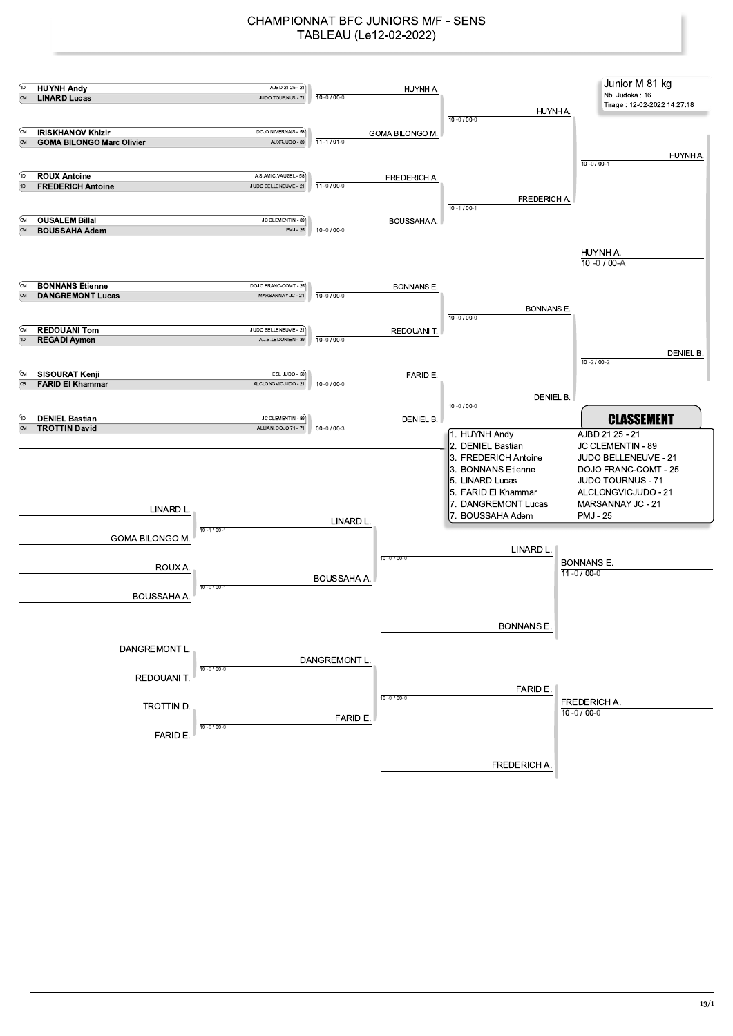# CHAMPIONNAT BFC JUNIORS M/F - SENS
## TABLEAU (Le12-02-2022)

**Junior M 81 kg**
Nb. Judoka : 16
Tirage : 12-02-2022 14:27:18

### Tableau principal

| Grade | Nom | Club | Score | Vainqueur |
|---|---|---|---|---|
| 1D | HUYNH Andy | AJBD 21 25 - 21 | 10 -0 / 00-0 | HUYNH A. |
| CM | LINARD Lucas | JUDO TOURNUS - 71 | | |
| CM | IRISKHANOV Khizir | DOJO NIVERNAIS - 58 | 11 -1 / 01-0 | GOMA BILONGO M. |
| CM | GOMA BILONGO Marc Olivier | AUXRJUDO - 89 | | |
| 1D | ROUX Antoine | A.S.AMIC.VAUZEL - 58 | 11 -0 / 00-0 | FREDERICH A. |
| 1D | FREDERICH Antoine | JUDO BELLENEUVE - 21 | | |
| CM | OUSALEM Billal | JC CLEMENTIN - 89 | 10 -0 / 00-0 | BOUSSAHA A. |
| CM | BOUSSAHA Adem | PMJ - 25 | | |
| CM | BONNANS Etienne | DOJO FRANC-COMT - 25 | 10 -0 / 00-0 | BONNANS E. |
| CM | DANGREMONT Lucas | MARSANNAY JC - 21 | | |
| CM | REDOUANI Tom | JUDO BELLENEUVE - 21 | 10 -0 / 00-0 | REDOUANI T. |
| 1D | REGADI Aymen | A.J.B.LEDONIEN - 39 | | |
| CM | SISOURAT Kenji | ESL JUDO - 58 | 10 -0 / 00-0 | FARID E. |
| CB | FARID El Khammar | ALCLONGVICJUDO - 21 | | |
| 1D | DENIEL Bastian | JC CLEMENTIN - 89 | 00 -0 / 00-3 | DENIEL B. |
| CM | TROTTIN David | ALLIAN. DOJO 71 - 71 | | |

**Quarts de finale**

| Combat | Score | Vainqueur |
|---|---|---|
| HUYNH A. / GOMA BILONGO M. | 10 -0 / 00-0 | HUYNH A. |
| FREDERICH A. / BOUSSAHA A. | 10 -1 / 00-1 | FREDERICH A. |
| BONNANS E. / REDOUANI T. | 10 -0 / 00-0 | BONNANS E. |
| FARID E. / DENIEL B. | 10 -0 / 00-0 | DENIEL B. |

**Demi-finales**

| Combat | Score | Vainqueur |
|---|---|---|
| HUYNH A. / FREDERICH A. | 10 -0 / 00-1 | HUYNH A. |
| BONNANS E. / DENIEL B. | 10 -2 / 00-2 | DENIEL B. |

**Finale**

| Combat | Score | Vainqueur |
|---|---|---|
| HUYNH A. / DENIEL B. | 10 -0 / 00-A | HUYNH A. |

### Repêchages

| Combat | Score | Vainqueur |
|---|---|---|
| LINARD L. / GOMA BILONGO M. | 10 -1 / 00-1 | LINARD L. |
| ROUX A. / BOUSSAHA A. | 10 -0 / 00-1 | BOUSSAHA A. |
| DANGREMONT L. / REDOUANI T. | 10 -0 / 00-0 | DANGREMONT L. |
| TROTTIN D. / FARID E. | 10 -0 / 00-0 | FARID E. |
| LINARD L. / BOUSSAHA A. | 10 -0 / 00-0 | LINARD L. |
| DANGREMONT L. / FARID E. | 10 -0 / 00-0 | FARID E. |
| LINARD L. / BONNANS E. | 11 -0 / 00-0 | BONNANS E. |
| FARID E. / FREDERICH A. | 10 -0 / 00-0 | FREDERICH A. |

### CLASSEMENT

| Place | Nom | Club |
|---|---|---|
| 1. | HUYNH Andy | AJBD 21 25 - 21 |
| 2. | DENIEL Bastian | JC CLEMENTIN - 89 |
| 3. | FREDERICH Antoine | JUDO BELLENEUVE - 21 |
| 3. | BONNANS Etienne | DOJO FRANC-COMT - 25 |
| 5. | LINARD Lucas | JUDO TOURNUS - 71 |
| 5. | FARID El Khammar | ALCLONGVICJUDO - 21 |
| 7. | DANGREMONT Lucas | MARSANNAY JC - 21 |
| 7. | BOUSSAHA Adem | PMJ - 25 |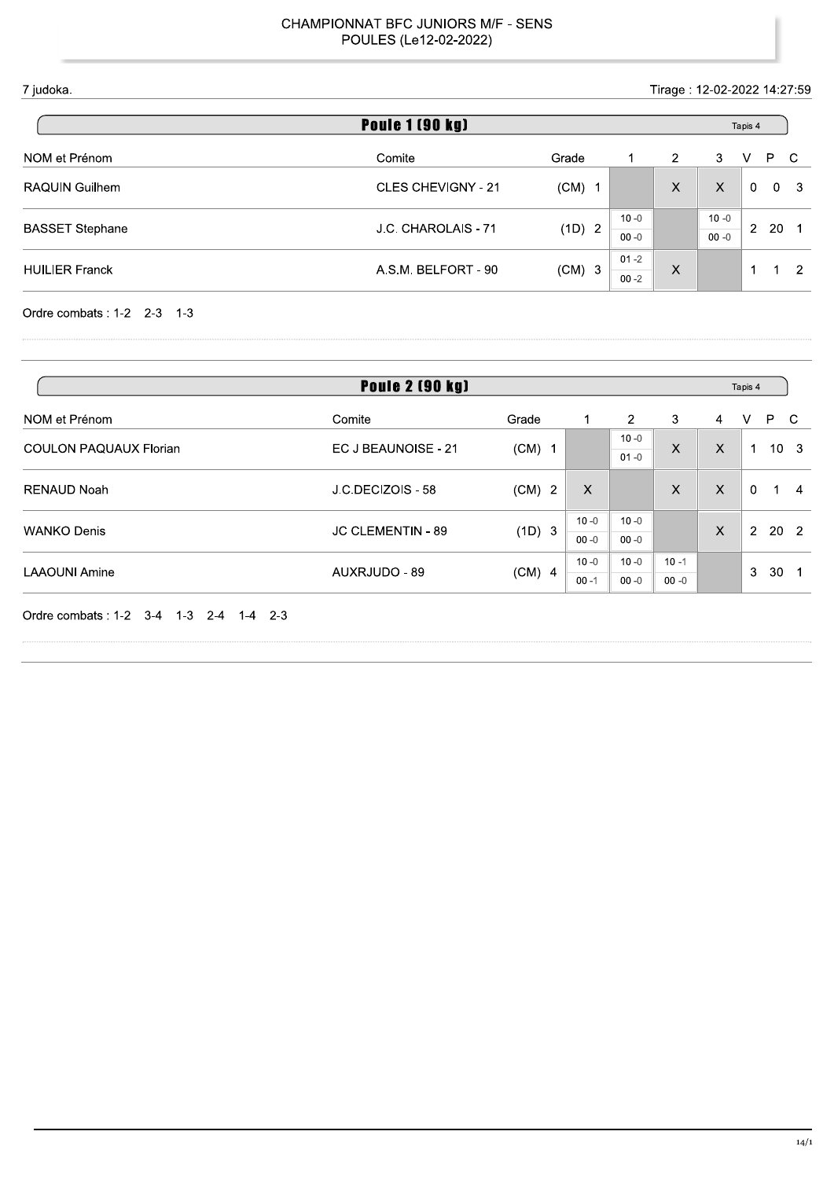# CHAMPIONNAT BFC JUNIORS M/F - SENS
POULES (Le12-02-2022)

7 judoka.

Tirage : 12-02-2022 14:27:59

## Poule 1 (90 kg)

Tapis 4

| NOM et Prénom | Comite | Grade | | 1 | 2 | 3 | V | P | C |
|---|---|---|---|---|---|---|---|---|---|
| RAQUIN Guilhem | CLES CHEVIGNY - 21 | (CM) | 1 | | X | X | 0 | 0 | 3 |
| BASSET Stephane | J.C. CHAROLAIS - 71 | (1D) | 2 | 10 -0 / 00 -0 | | 10 -0 / 00 -0 | 2 | 20 | 1 |
| HUILIER Franck | A.S.M. BELFORT - 90 | (CM) | 3 | 01 -2 / 00 -2 | X | | 1 | 1 | 2 |

Ordre combats : 1-2 2-3 1-3

## Poule 2 (90 kg)

Tapis 4

| NOM et Prénom | Comite | Grade | | 1 | 2 | 3 | 4 | V | P | C |
|---|---|---|---|---|---|---|---|---|---|---|
| COULON PAQUAUX Florian | EC J BEAUNOISE - 21 | (CM) | 1 | | 10 -0 / 01 -0 | X | X | 1 | 10 | 3 |
| RENAUD Noah | J.C.DECIZOIS - 58 | (CM) | 2 | X | | X | X | 0 | 1 | 4 |
| WANKO Denis | JC CLEMENTIN - 89 | (1D) | 3 | 10 -0 / 00 -0 | 10 -0 / 00 -0 | | X | 2 | 20 | 2 |
| LAAOUNI Amine | AUXRJUDO - 89 | (CM) | 4 | 10 -0 / 00 -1 | 10 -0 / 00 -0 | 10 -1 / 00 -0 | | 3 | 30 | 1 |

Ordre combats : 1-2 3-4 1-3 2-4 1-4 2-3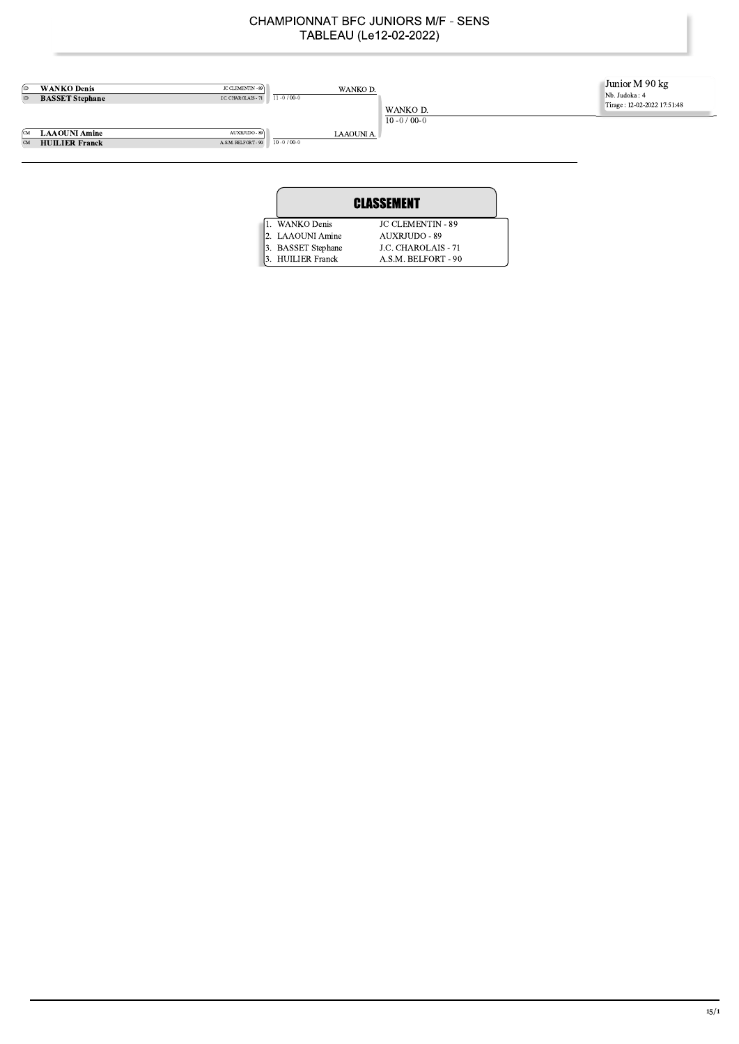# CHAMPIONNAT BFC JUNIORS M/F - SENS
## TABLEAU (Le12-02-2022)

Junior M 90 kg
Nb. Judoka : 4
Tirage : 12-02-2022 17:51:48

ID **WANKO Denis** JC CLEMENTIN - 89
ID **BASSET Stephane** J.C. CHAROLAIS - 71
11 - 0 / 00 - 0
WANKO D.

CM **LAAOUNI Amine** AUXRJUDO - 89
CM **HUILIER Franck** A.S.M. BELFORT - 90
10 - 0 / 00 - 0
LAAOUNI A.

WANKO D.
10 - 0 / 00 - 0

## CLASSEMENT

| | | |
|---|---|---|
| 1. | WANKO Denis | JC CLEMENTIN - 89 |
| 2. | LAAOUNI Amine | AUXRJUDO - 89 |
| 3. | BASSET Stephane | J.C. CHAROLAIS - 71 |
| 3. | HUILIER Franck | A.S.M. BELFORT - 90 |